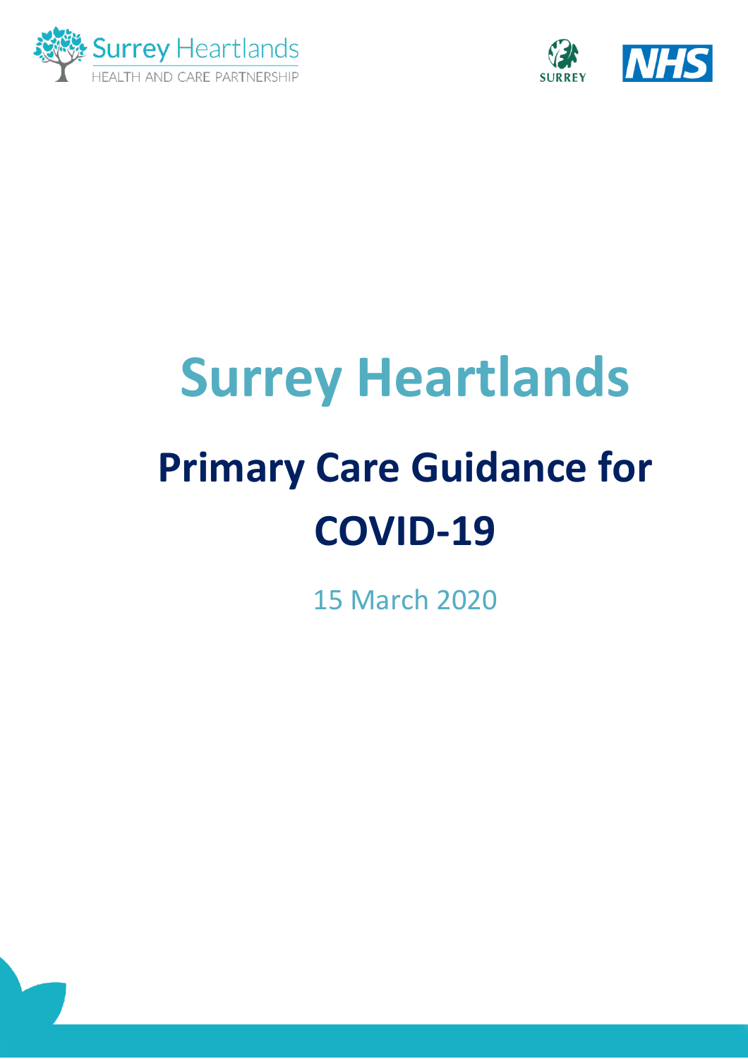# Surrey Heartlands

## Primary Care Guidance for COVID-19

15 March 2020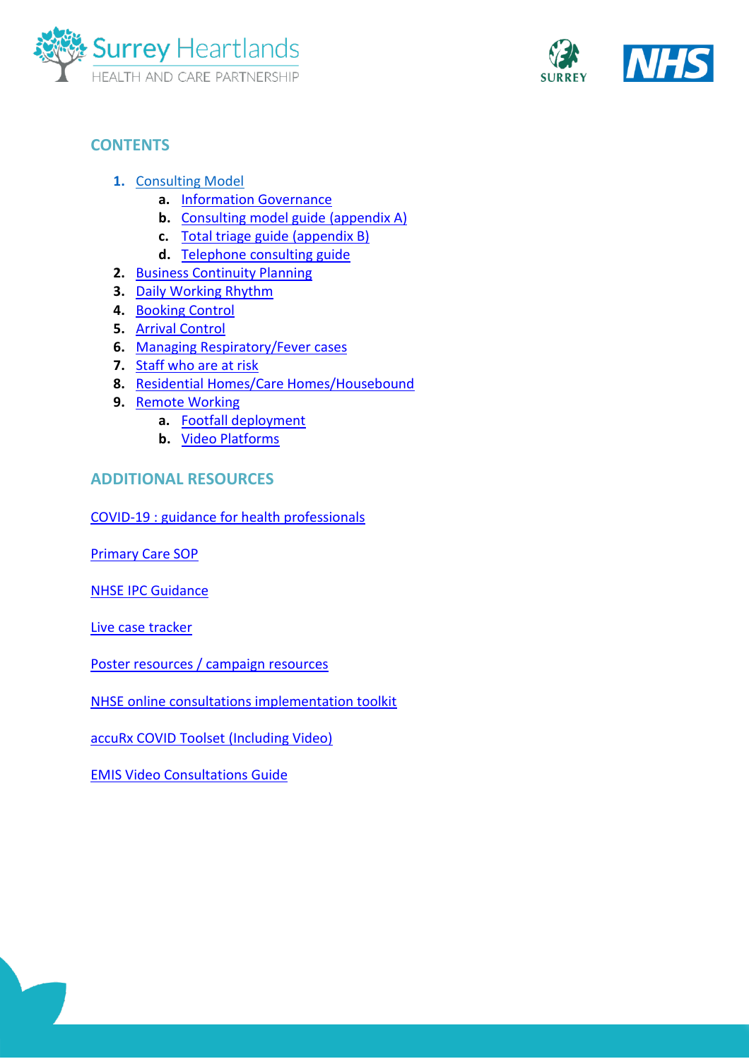## CONTENTS

1. Consulting Model
   a. Information Governance
   b. Consulting model guide (appendix A)
   c. Total triage guide (appendix B)
   d. Telephone consulting guide
2. Business Continuity Planning
3. Daily Working Rhythm
4. Booking Control
5. Arrival Control
6. Managing Respiratory/Fever cases
7. Staff who are at risk
8. Residential Homes/Care Homes/Housebound
9. Remote Working
   a. Footfall deployment
   b. Video Platforms

## ADDITIONAL RESOURCES

COVID-19 : guidance for health professionals

Primary Care SOP

NHSE IPC Guidance

Live case tracker

Poster resources / campaign resources

NHSE online consultations implementation toolkit

accuRx COVID Toolset (Including Video)

EMIS Video Consultations Guide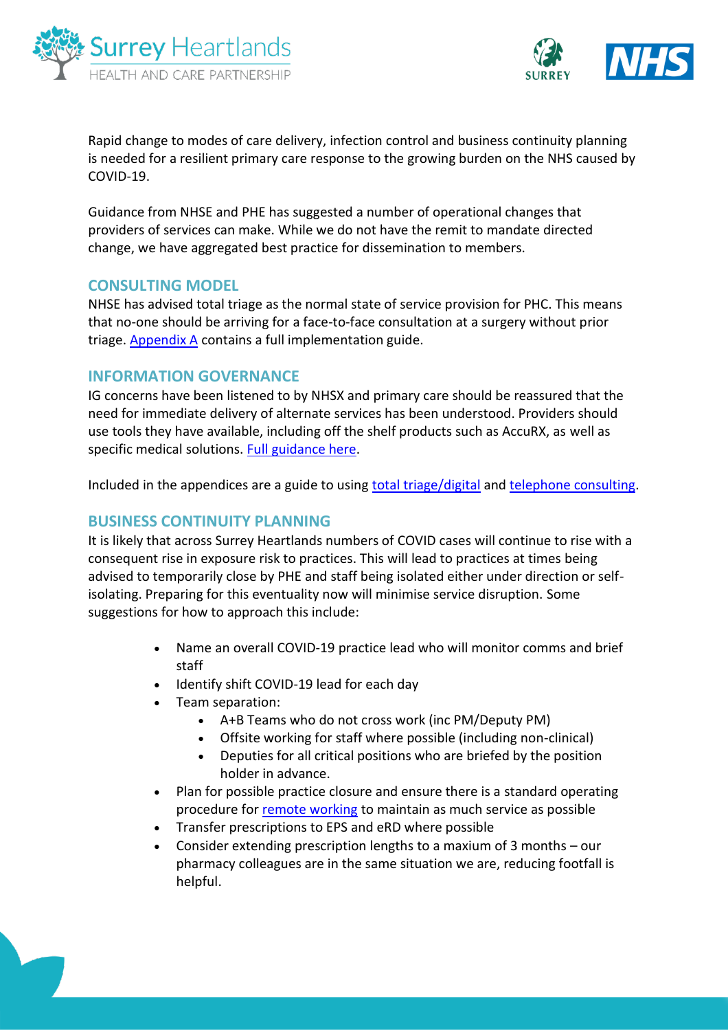Rapid change to modes of care delivery, infection control and business continuity planning is needed for a resilient primary care response to the growing burden on the NHS caused by COVID-19.

Guidance from NHSE and PHE has suggested a number of operational changes that providers of services can make. While we do not have the remit to mandate directed change, we have aggregated best practice for dissemination to members.

## CONSULTING MODEL

NHSE has advised total triage as the normal state of service provision for PHC. This means that no-one should be arriving for a face-to-face consultation at a surgery without prior triage. [Appendix A] contains a full implementation guide.

## INFORMATION GOVERNANCE

IG concerns have been listened to by NHSX and primary care should be reassured that the need for immediate delivery of alternate services has been understood. Providers should use tools they have available, including off the shelf products such as AccuRX, as well as specific medical solutions. [Full guidance here].

Included in the appendices are a guide to using [total triage/digital] and [telephone consulting].

## BUSINESS CONTINUITY PLANNING

It is likely that across Surrey Heartlands numbers of COVID cases will continue to rise with a consequent rise in exposure risk to practices. This will lead to practices at times being advised to temporarily close by PHE and staff being isolated either under direction or self-isolating. Preparing for this eventuality now will minimise service disruption. Some suggestions for how to approach this include:

- Name an overall COVID-19 practice lead who will monitor comms and brief staff
- Identify shift COVID-19 lead for each day
- Team separation:
  - A+B Teams who do not cross work (inc PM/Deputy PM)
  - Offsite working for staff where possible (including non-clinical)
  - Deputies for all critical positions who are briefed by the position holder in advance.
- Plan for possible practice closure and ensure there is a standard operating procedure for [remote working] to maintain as much service as possible
- Transfer prescriptions to EPS and eRD where possible
- Consider extending prescription lengths to a maxium of 3 months – our pharmacy colleagues are in the same situation we are, reducing footfall is helpful.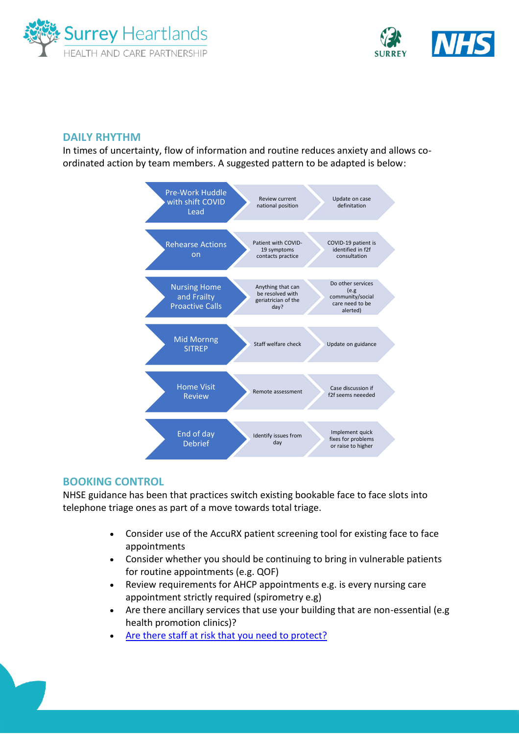## DAILY RHYTHM

In times of uncertainty, flow of information and routine reduces anxiety and allows co-ordinated action by team members. A suggested pattern to be adapted is below:

| | | |
|---|---|---|
| Pre-Work Huddle with shift COVID Lead | Review current national position | Update on case definitation |
| Rehearse Actions on | Patient with COVID-19 symptoms contacts practice | COVID-19 patient is identified in f2f consultation |
| Nursing Home and Frailty Proactive Calls | Anything that can be resolved with geriatrician of the day? | Do other services (e.g community/social care need to be alerted) |
| Mid Mornng SITREP | Staff welfare check | Update on guidance |
| Home Visit Review | Remote assessment | Case discussion if f2f seems neeeded |
| End of day Debrief | Identify issues from day | Implement quick fixes for problems or raise to higher |

## BOOKING CONTROL

NHSE guidance has been that practices switch existing bookable face to face slots into telephone triage ones as part of a move towards total triage.

- Consider use of the AccuRX patient screening tool for existing face to face appointments
- Consider whether you should be continuing to bring in vulnerable patients for routine appointments (e.g. QOF)
- Review requirements for AHCP appointments e.g. is every nursing care appointment strictly required (spirometry e.g)
- Are there ancillary services that use your building that are non-essential (e.g health promotion clinics)?
- Are there staff at risk that you need to protect?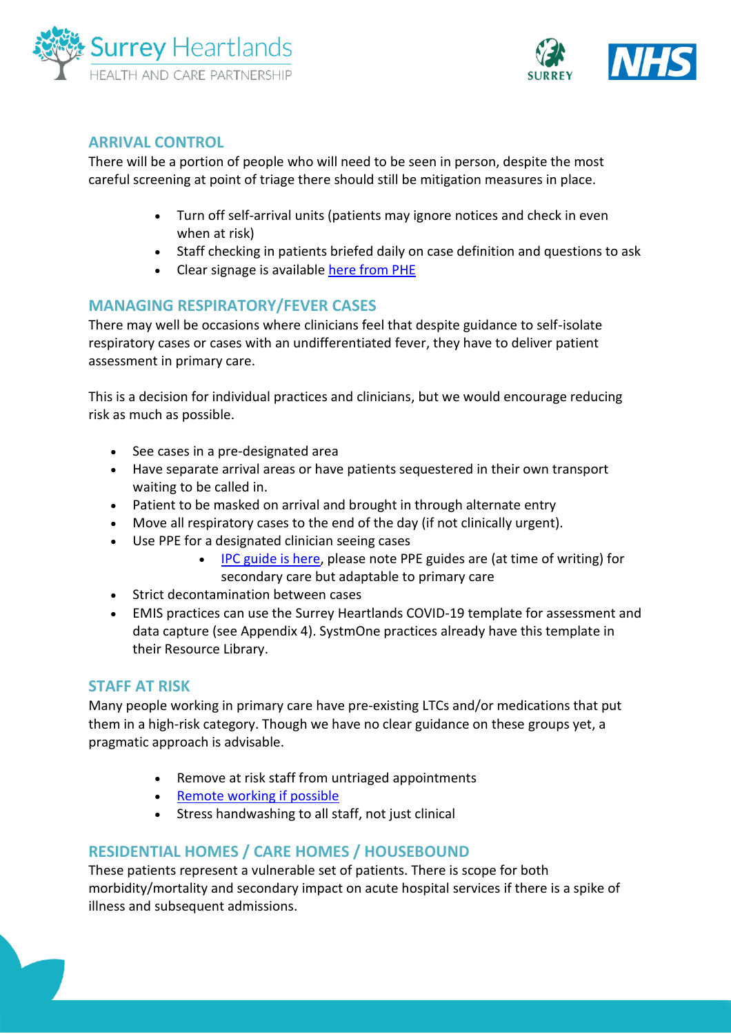## ARRIVAL CONTROL

There will be a portion of people who will need to be seen in person, despite the most careful screening at point of triage there should still be mitigation measures in place.

- Turn off self-arrival units (patients may ignore notices and check in even when at risk)
- Staff checking in patients briefed daily on case definition and questions to ask
- Clear signage is available here from PHE

## MANAGING RESPIRATORY/FEVER CASES

There may well be occasions where clinicians feel that despite guidance to self-isolate respiratory cases or cases with an undifferentiated fever, they have to deliver patient assessment in primary care.

This is a decision for individual practices and clinicians, but we would encourage reducing risk as much as possible.

- See cases in a pre-designated area
- Have separate arrival areas or have patients sequestered in their own transport waiting to be called in.
- Patient to be masked on arrival and brought in through alternate entry
- Move all respiratory cases to the end of the day (if not clinically urgent).
- Use PPE for a designated clinician seeing cases
  - IPC guide is here, please note PPE guides are (at time of writing) for secondary care but adaptable to primary care
- Strict decontamination between cases
- EMIS practices can use the Surrey Heartlands COVID-19 template for assessment and data capture (see Appendix 4). SystmOne practices already have this template in their Resource Library.

## STAFF AT RISK

Many people working in primary care have pre-existing LTCs and/or medications that put them in a high-risk category. Though we have no clear guidance on these groups yet, a pragmatic approach is advisable.

- Remove at risk staff from untriaged appointments
- Remote working if possible
- Stress handwashing to all staff, not just clinical

## RESIDENTIAL HOMES / CARE HOMES / HOUSEBOUND

These patients represent a vulnerable set of patients. There is scope for both morbidity/mortality and secondary impact on acute hospital services if there is a spike of illness and subsequent admissions.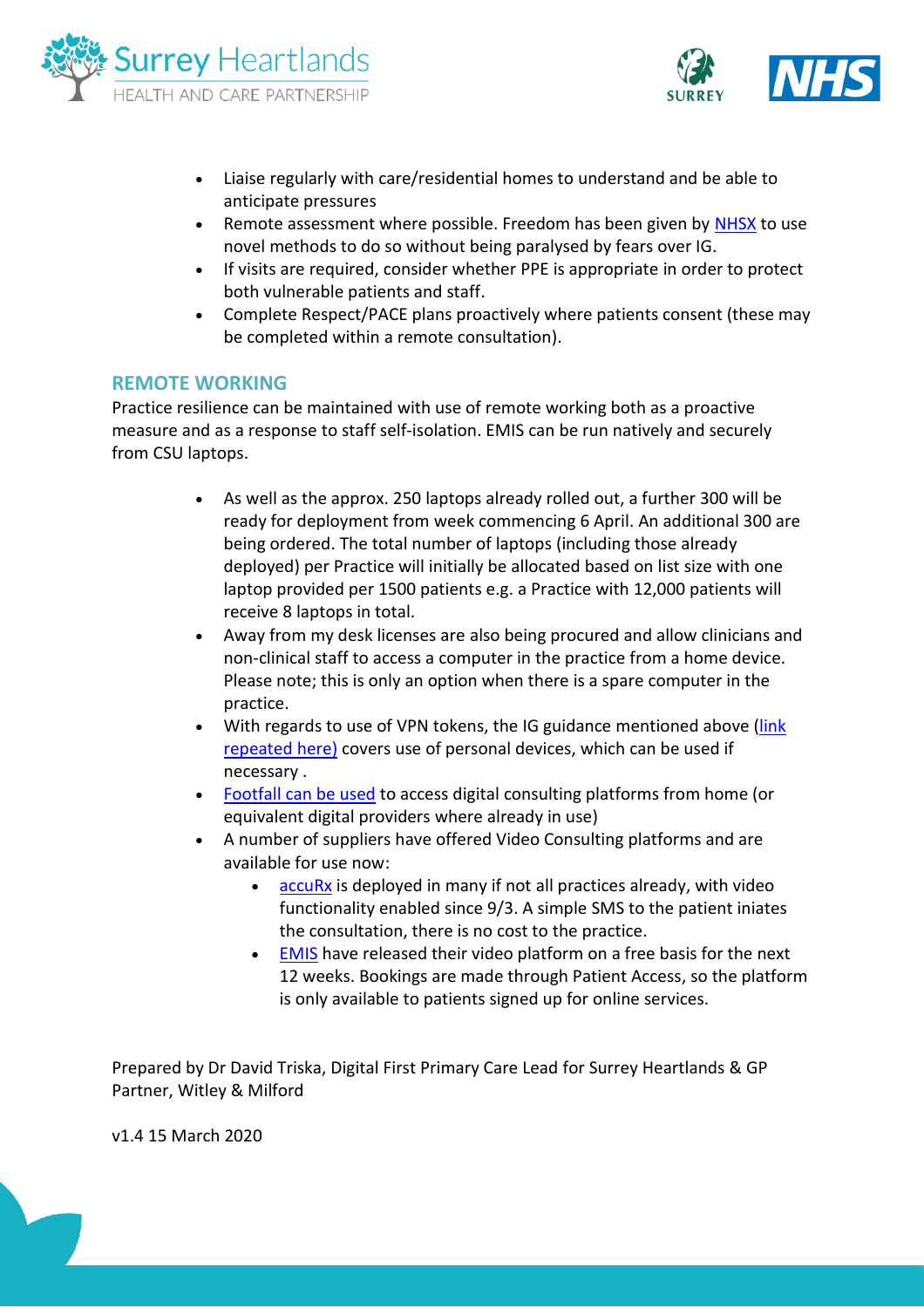- Liaise regularly with care/residential homes to understand and be able to anticipate pressures
- Remote assessment where possible. Freedom has been given by NHSX to use novel methods to do so without being paralysed by fears over IG.
- If visits are required, consider whether PPE is appropriate in order to protect both vulnerable patients and staff.
- Complete Respect/PACE plans proactively where patients consent (these may be completed within a remote consultation).

## REMOTE WORKING

Practice resilience can be maintained with use of remote working both as a proactive measure and as a response to staff self-isolation. EMIS can be run natively and securely from CSU laptops.

- As well as the approx. 250 laptops already rolled out, a further 300 will be ready for deployment from week commencing 6 April. An additional 300 are being ordered. The total number of laptops (including those already deployed) per Practice will initially be allocated based on list size with one laptop provided per 1500 patients e.g. a Practice with 12,000 patients will receive 8 laptops in total.
- Away from my desk licenses are also being procured and allow clinicians and non-clinical staff to access a computer in the practice from a home device. Please note; this is only an option when there is a spare computer in the practice.
- With regards to use of VPN tokens, the IG guidance mentioned above (link repeated here) covers use of personal devices, which can be used if necessary .
- Footfall can be used to access digital consulting platforms from home (or equivalent digital providers where already in use)
- A number of suppliers have offered Video Consulting platforms and are available for use now:
  - accuRx is deployed in many if not all practices already, with video functionality enabled since 9/3. A simple SMS to the patient iniates the consultation, there is no cost to the practice.
  - EMIS have released their video platform on a free basis for the next 12 weeks. Bookings are made through Patient Access, so the platform is only available to patients signed up for online services.

Prepared by Dr David Triska, Digital First Primary Care Lead for Surrey Heartlands & GP Partner, Witley & Milford

v1.4 15 March 2020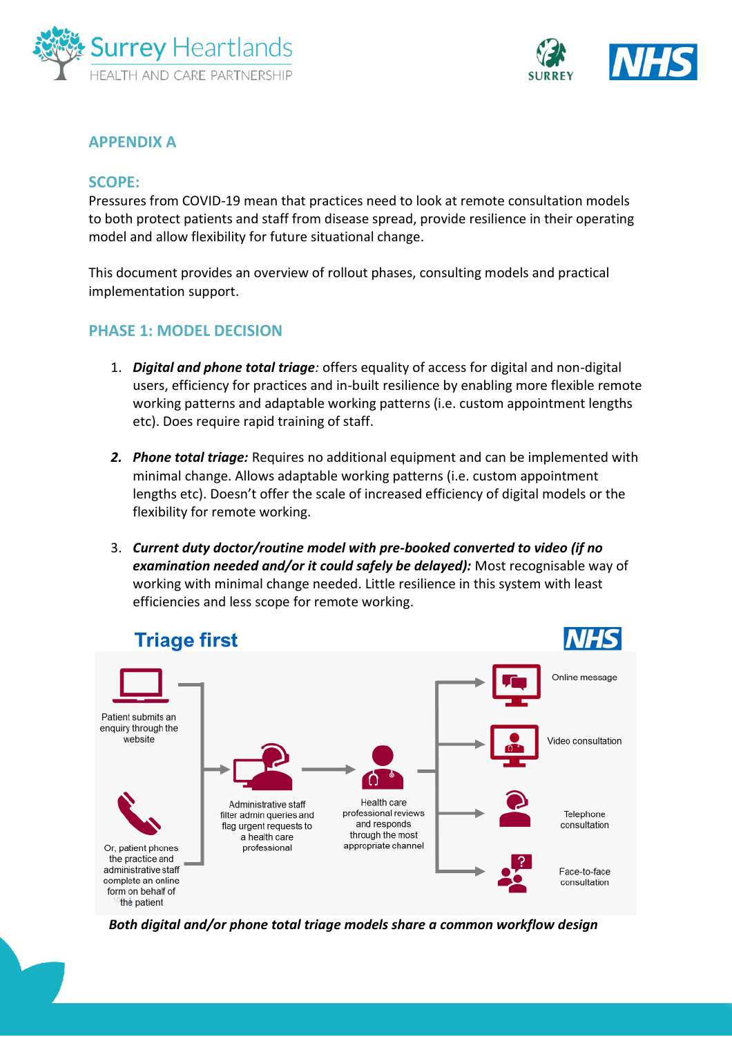## APPENDIX A

### SCOPE:

Pressures from COVID-19 mean that practices need to look at remote consultation models to both protect patients and staff from disease spread, provide resilience in their operating model and allow flexibility for future situational change.

This document provides an overview of rollout phases, consulting models and practical implementation support.

### PHASE 1: MODEL DECISION

1. ***Digital and phone total triage**:* offers equality of access for digital and non-digital users, efficiency for practices and in-built resilience by enabling more flexible remote working patterns and adaptable working patterns (i.e. custom appointment lengths etc). Does require rapid training of staff.

2. ***Phone total triage:*** Requires no additional equipment and can be implemented with minimal change. Allows adaptable working patterns (i.e. custom appointment lengths etc). Doesn't offer the scale of increased efficiency of digital models or the flexibility for remote working.

3. ***Current duty doctor/routine model with pre-booked converted to video (if no examination needed and/or it could safely be delayed):*** Most recognisable way of working with minimal change needed. Little resilience in this system with least efficiencies and less scope for remote working.

**Triage first**

Patient submits an enquiry through the website

Or, patient phones the practice and administrative staff complete an online form on behalf of the patient

Administrative staff filter admin queries and flag urgent requests to a health care professional

Health care professional reviews and responds through the most appropriate channel

- Online message
- Video consultation
- Telephone consultation
- Face-to-face consultation

***Both digital and/or phone total triage models share a common workflow design***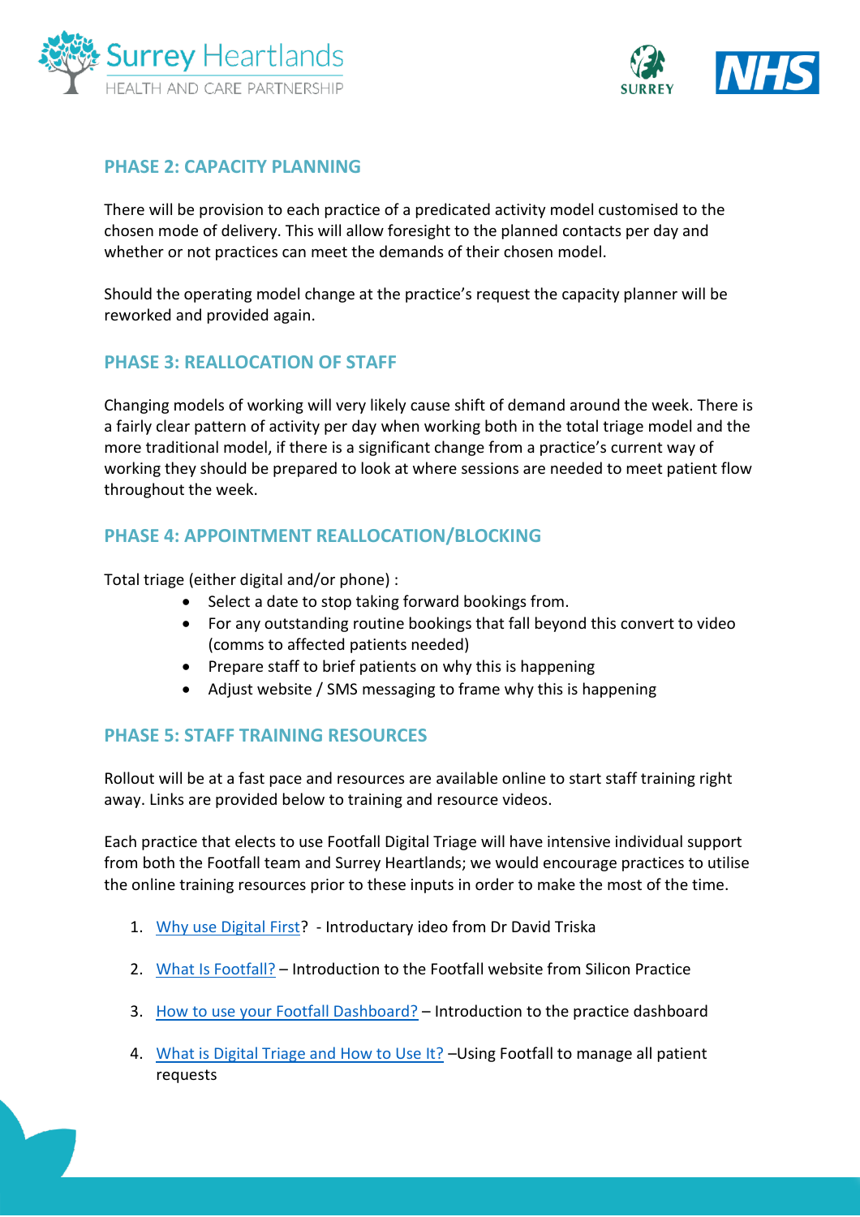## PHASE 2: CAPACITY PLANNING

There will be provision to each practice of a predicated activity model customised to the chosen mode of delivery. This will allow foresight to the planned contacts per day and whether or not practices can meet the demands of their chosen model.

Should the operating model change at the practice's request the capacity planner will be reworked and provided again.

## PHASE 3: REALLOCATION OF STAFF

Changing models of working will very likely cause shift of demand around the week. There is a fairly clear pattern of activity per day when working both in the total triage model and the more traditional model, if there is a significant change from a practice's current way of working they should be prepared to look at where sessions are needed to meet patient flow throughout the week.

## PHASE 4: APPOINTMENT REALLOCATION/BLOCKING

Total triage (either digital and/or phone) :

- Select a date to stop taking forward bookings from.
- For any outstanding routine bookings that fall beyond this convert to video (comms to affected patients needed)
- Prepare staff to brief patients on why this is happening
- Adjust website / SMS messaging to frame why this is happening

## PHASE 5: STAFF TRAINING RESOURCES

Rollout will be at a fast pace and resources are available online to start staff training right away. Links are provided below to training and resource videos.

Each practice that elects to use Footfall Digital Triage will have intensive individual support from both the Footfall team and Surrey Heartlands; we would encourage practices to utilise the online training resources prior to these inputs in order to make the most of the time.

1. Why use Digital First? - Introductary ideo from Dr David Triska
2. What Is Footfall? – Introduction to the Footfall website from Silicon Practice
3. How to use your Footfall Dashboard? – Introduction to the practice dashboard
4. What is Digital Triage and How to Use It? –Using Footfall to manage all patient requests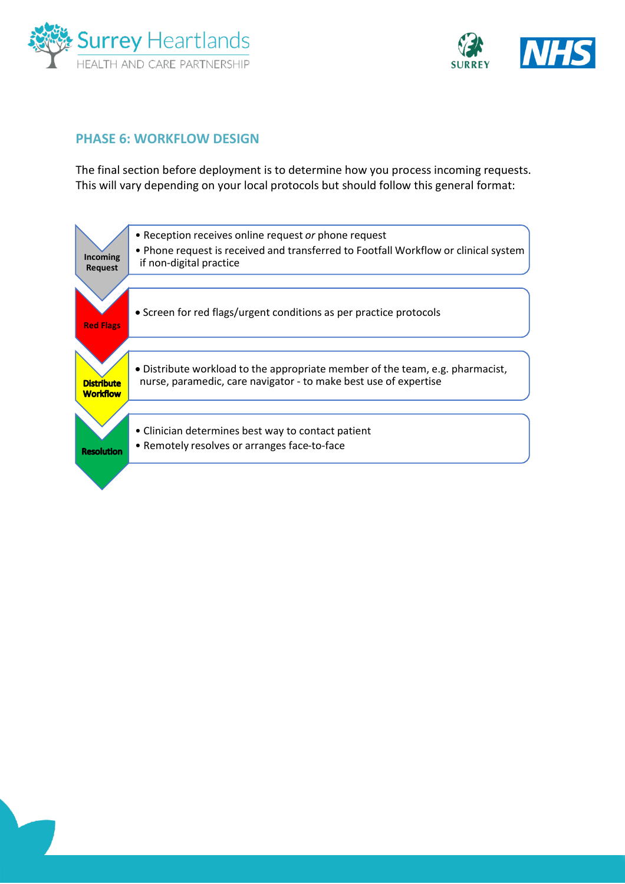## PHASE 6: WORKFLOW DESIGN

The final section before deployment is to determine how you process incoming requests. This will vary depending on your local protocols but should follow this general format:

**Incoming Request**

- Reception receives online request *or* phone request
- Phone request is received and transferred to Footfall Workflow or clinical system if non-digital practice

**Red Flags**

- Screen for red flags/urgent conditions as per practice protocols

**Distribute Workflow**

- Distribute workload to the appropriate member of the team, e.g. pharmacist, nurse, paramedic, care navigator - to make best use of expertise

**Resolution**

- Clinician determines best way to contact patient
- Remotely resolves or arranges face-to-face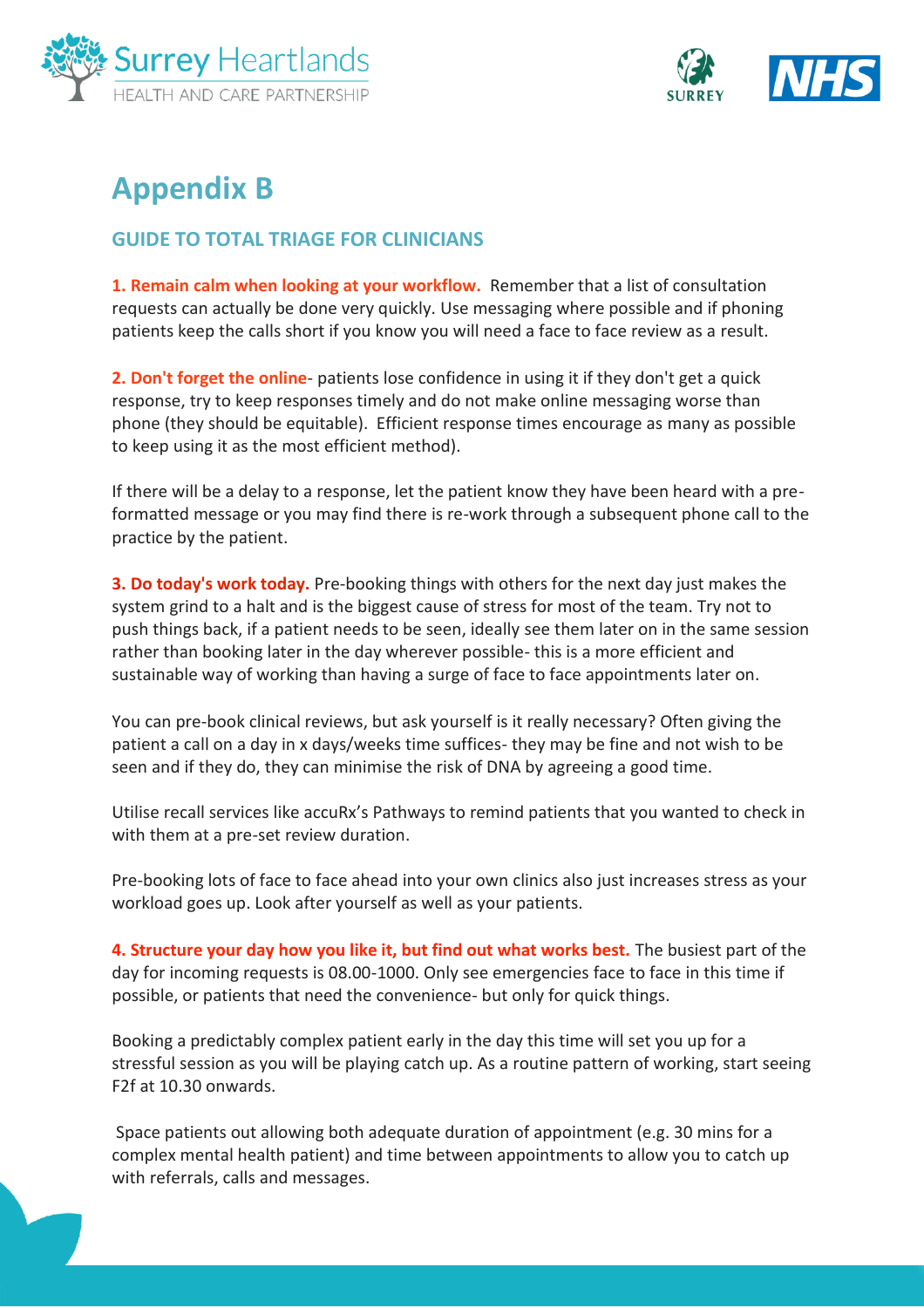# Appendix B

## GUIDE TO TOTAL TRIAGE FOR CLINICIANS

**1. Remain calm when looking at your workflow.** Remember that a list of consultation requests can actually be done very quickly. Use messaging where possible and if phoning patients keep the calls short if you know you will need a face to face review as a result.

**2. Don't forget the online**- patients lose confidence in using it if they don't get a quick response, try to keep responses timely and do not make online messaging worse than phone (they should be equitable). Efficient response times encourage as many as possible to keep using it as the most efficient method).

If there will be a delay to a response, let the patient know they have been heard with a pre-formatted message or you may find there is re-work through a subsequent phone call to the practice by the patient.

**3. Do today's work today.** Pre-booking things with others for the next day just makes the system grind to a halt and is the biggest cause of stress for most of the team. Try not to push things back, if a patient needs to be seen, ideally see them later on in the same session rather than booking later in the day wherever possible- this is a more efficient and sustainable way of working than having a surge of face to face appointments later on.

You can pre-book clinical reviews, but ask yourself is it really necessary? Often giving the patient a call on a day in x days/weeks time suffices- they may be fine and not wish to be seen and if they do, they can minimise the risk of DNA by agreeing a good time.

Utilise recall services like accuRx's Pathways to remind patients that you wanted to check in with them at a pre-set review duration.

Pre-booking lots of face to face ahead into your own clinics also just increases stress as your workload goes up. Look after yourself as well as your patients.

**4. Structure your day how you like it, but find out what works best.** The busiest part of the day for incoming requests is 08.00-1000. Only see emergencies face to face in this time if possible, or patients that need the convenience- but only for quick things.

Booking a predictably complex patient early in the day this time will set you up for a stressful session as you will be playing catch up. As a routine pattern of working, start seeing F2f at 10.30 onwards.

Space patients out allowing both adequate duration of appointment (e.g. 30 mins for a complex mental health patient) and time between appointments to allow you to catch up with referrals, calls and messages.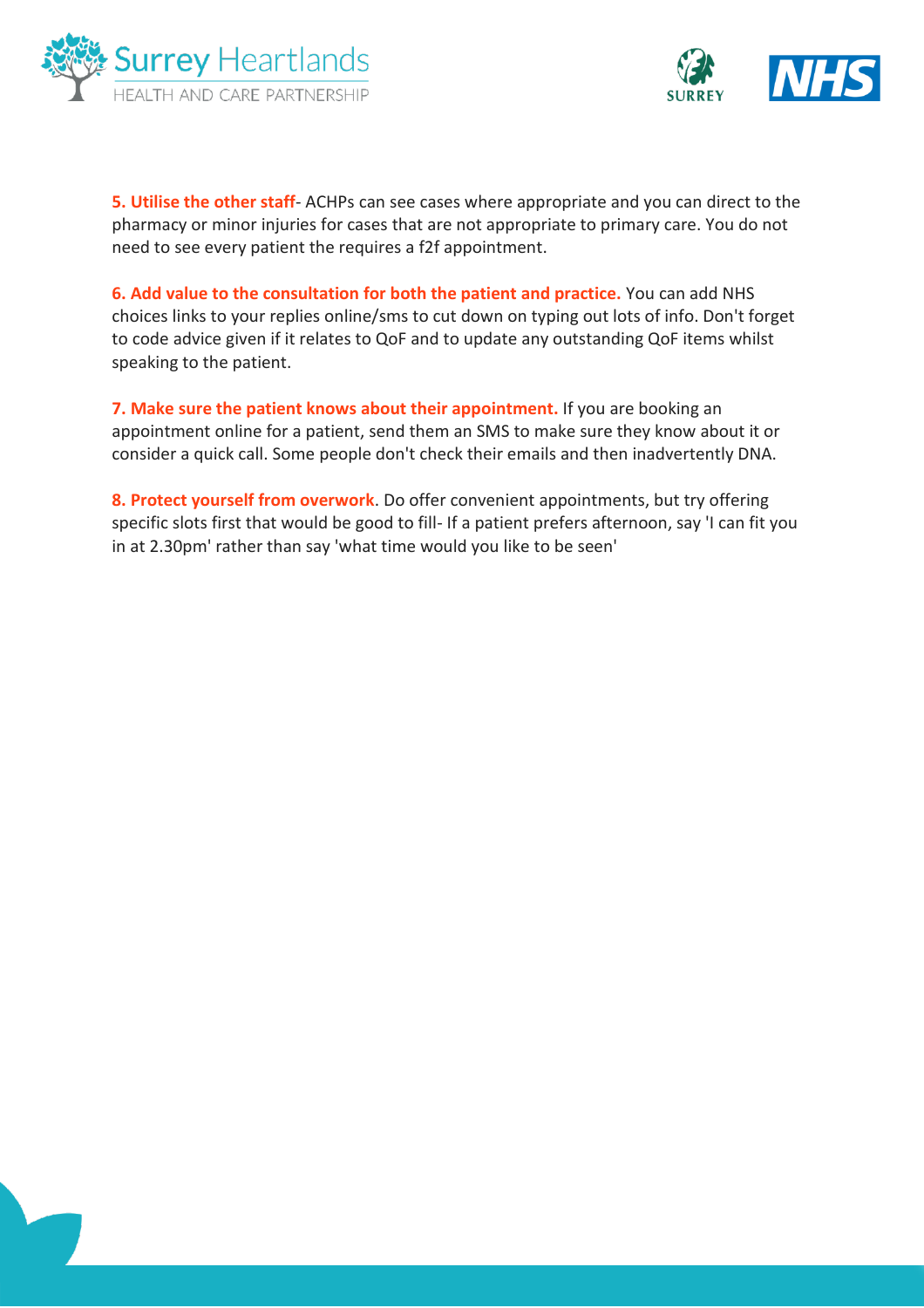**5. Utilise the other staff**- ACHPs can see cases where appropriate and you can direct to the pharmacy or minor injuries for cases that are not appropriate to primary care. You do not need to see every patient the requires a f2f appointment.

**6. Add value to the consultation for both the patient and practice.** You can add NHS choices links to your replies online/sms to cut down on typing out lots of info. Don't forget to code advice given if it relates to QoF and to update any outstanding QoF items whilst speaking to the patient.

**7. Make sure the patient knows about their appointment.** If you are booking an appointment online for a patient, send them an SMS to make sure they know about it or consider a quick call. Some people don't check their emails and then inadvertently DNA.

**8. Protect yourself from overwork**. Do offer convenient appointments, but try offering specific slots first that would be good to fill- If a patient prefers afternoon, say 'I can fit you in at 2.30pm' rather than say 'what time would you like to be seen'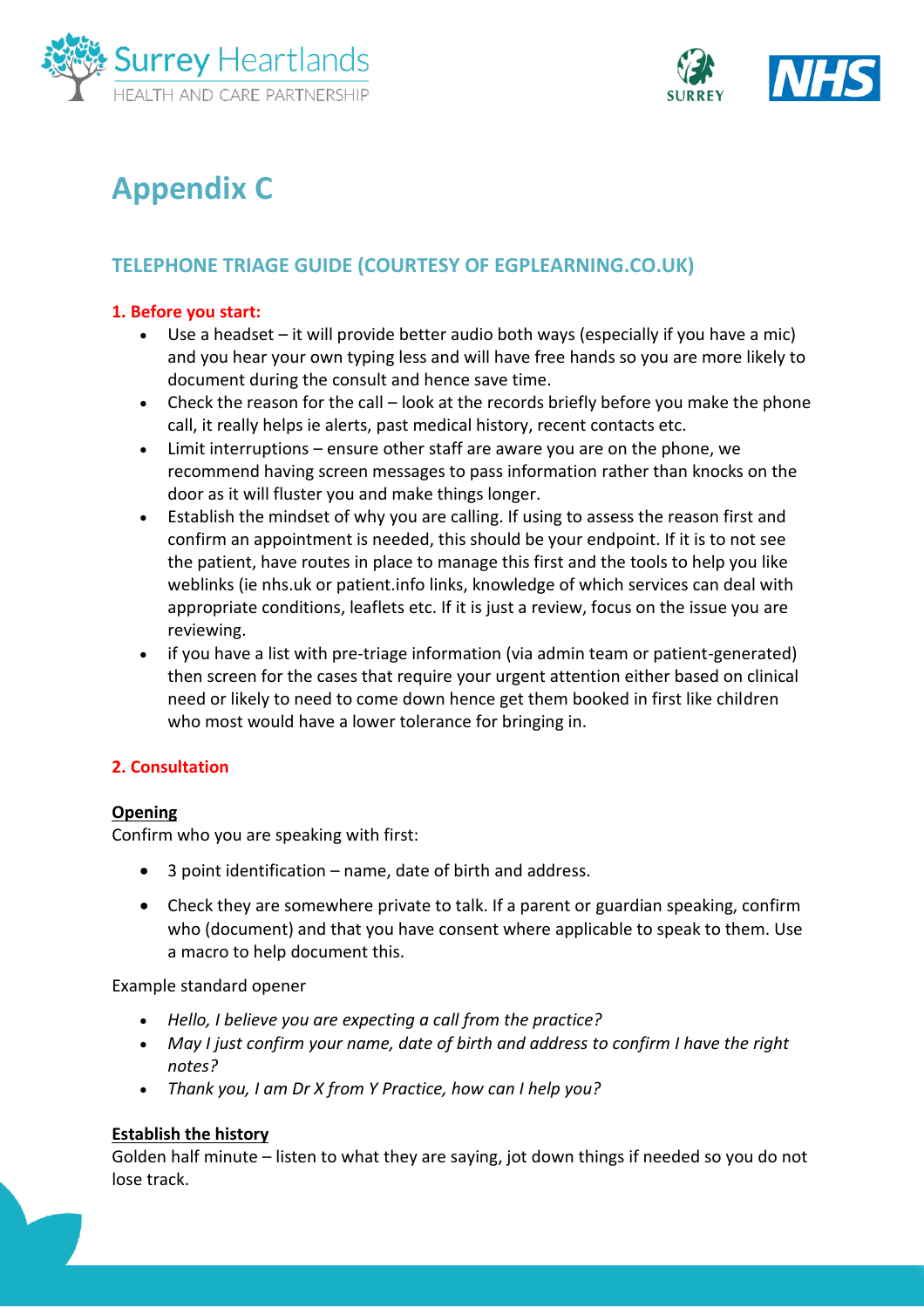# Appendix C

## TELEPHONE TRIAGE GUIDE (COURTESY OF EGPLEARNING.CO.UK)

### 1. Before you start:

- Use a headset – it will provide better audio both ways (especially if you have a mic) and you hear your own typing less and will have free hands so you are more likely to document during the consult and hence save time.
- Check the reason for the call – look at the records briefly before you make the phone call, it really helps ie alerts, past medical history, recent contacts etc.
- Limit interruptions – ensure other staff are aware you are on the phone, we recommend having screen messages to pass information rather than knocks on the door as it will fluster you and make things longer.
- Establish the mindset of why you are calling. If using to assess the reason first and confirm an appointment is needed, this should be your endpoint. If it is to not see the patient, have routes in place to manage this first and the tools to help you like weblinks (ie nhs.uk or patient.info links, knowledge of which services can deal with appropriate conditions, leaflets etc. If it is just a review, focus on the issue you are reviewing.
- if you have a list with pre-triage information (via admin team or patient-generated) then screen for the cases that require your urgent attention either based on clinical need or likely to need to come down hence get them booked in first like children who most would have a lower tolerance for bringing in.

### 2. Consultation

**Opening**

Confirm who you are speaking with first:

- 3 point identification – name, date of birth and address.
- Check they are somewhere private to talk. If a parent or guardian speaking, confirm who (document) and that you have consent where applicable to speak to them. Use a macro to help document this.

Example standard opener

- *Hello, I believe you are expecting a call from the practice?*
- *May I just confirm your name, date of birth and address to confirm I have the right notes?*
- *Thank you, I am Dr X from Y Practice, how can I help you?*

**Establish the history**

Golden half minute – listen to what they are saying, jot down things if needed so you do not lose track.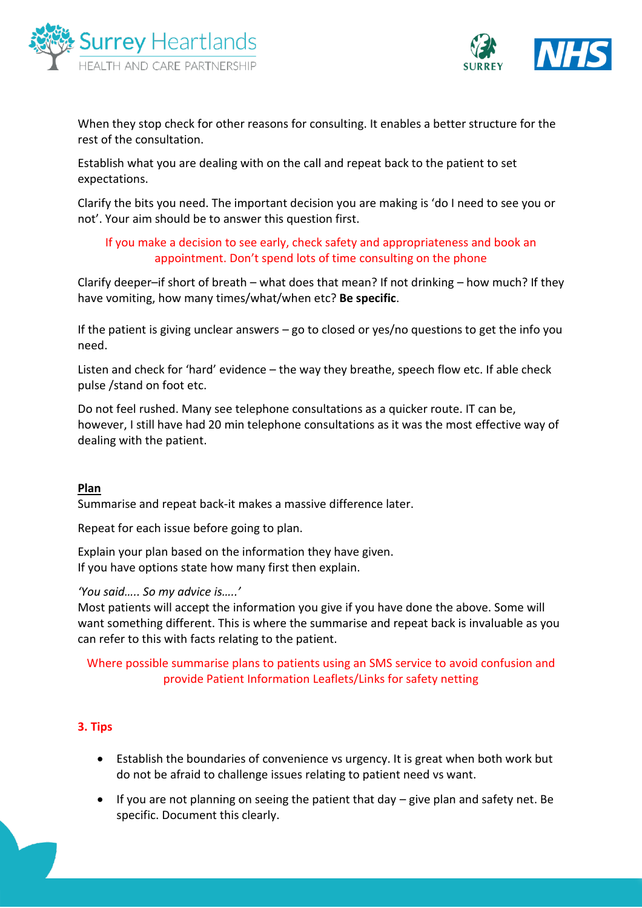When they stop check for other reasons for consulting. It enables a better structure for the rest of the consultation.

Establish what you are dealing with on the call and repeat back to the patient to set expectations.

Clarify the bits you need. The important decision you are making is 'do I need to see you or not'. Your aim should be to answer this question first.

If you make a decision to see early, check safety and appropriateness and book an appointment. Don't spend lots of time consulting on the phone

Clarify deeper–if short of breath – what does that mean? If not drinking – how much? If they have vomiting, how many times/what/when etc? **Be specific**.

If the patient is giving unclear answers – go to closed or yes/no questions to get the info you need.

Listen and check for 'hard' evidence – the way they breathe, speech flow etc. If able check pulse /stand on foot etc.

Do not feel rushed. Many see telephone consultations as a quicker route. IT can be, however, I still have had 20 min telephone consultations as it was the most effective way of dealing with the patient.

**Plan**

Summarise and repeat back-it makes a massive difference later.

Repeat for each issue before going to plan.

Explain your plan based on the information they have given.
If you have options state how many first then explain.

*'You said….. So my advice is…..'*
Most patients will accept the information you give if you have done the above. Some will want something different. This is where the summarise and repeat back is invaluable as you can refer to this with facts relating to the patient.

Where possible summarise plans to patients using an SMS service to avoid confusion and provide Patient Information Leaflets/Links for safety netting

## 3. Tips

- Establish the boundaries of convenience vs urgency. It is great when both work but do not be afraid to challenge issues relating to patient need vs want.
- If you are not planning on seeing the patient that day – give plan and safety net. Be specific. Document this clearly.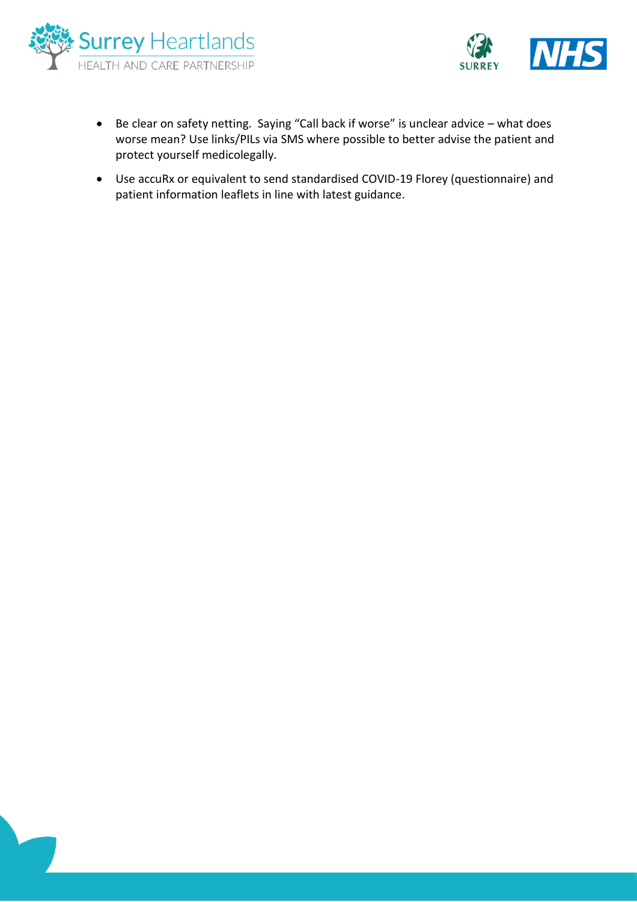- Be clear on safety netting. Saying "Call back if worse" is unclear advice – what does worse mean? Use links/PILs via SMS where possible to better advise the patient and protect yourself medicolegally.
- Use accuRx or equivalent to send standardised COVID-19 Florey (questionnaire) and patient information leaflets in line with latest guidance.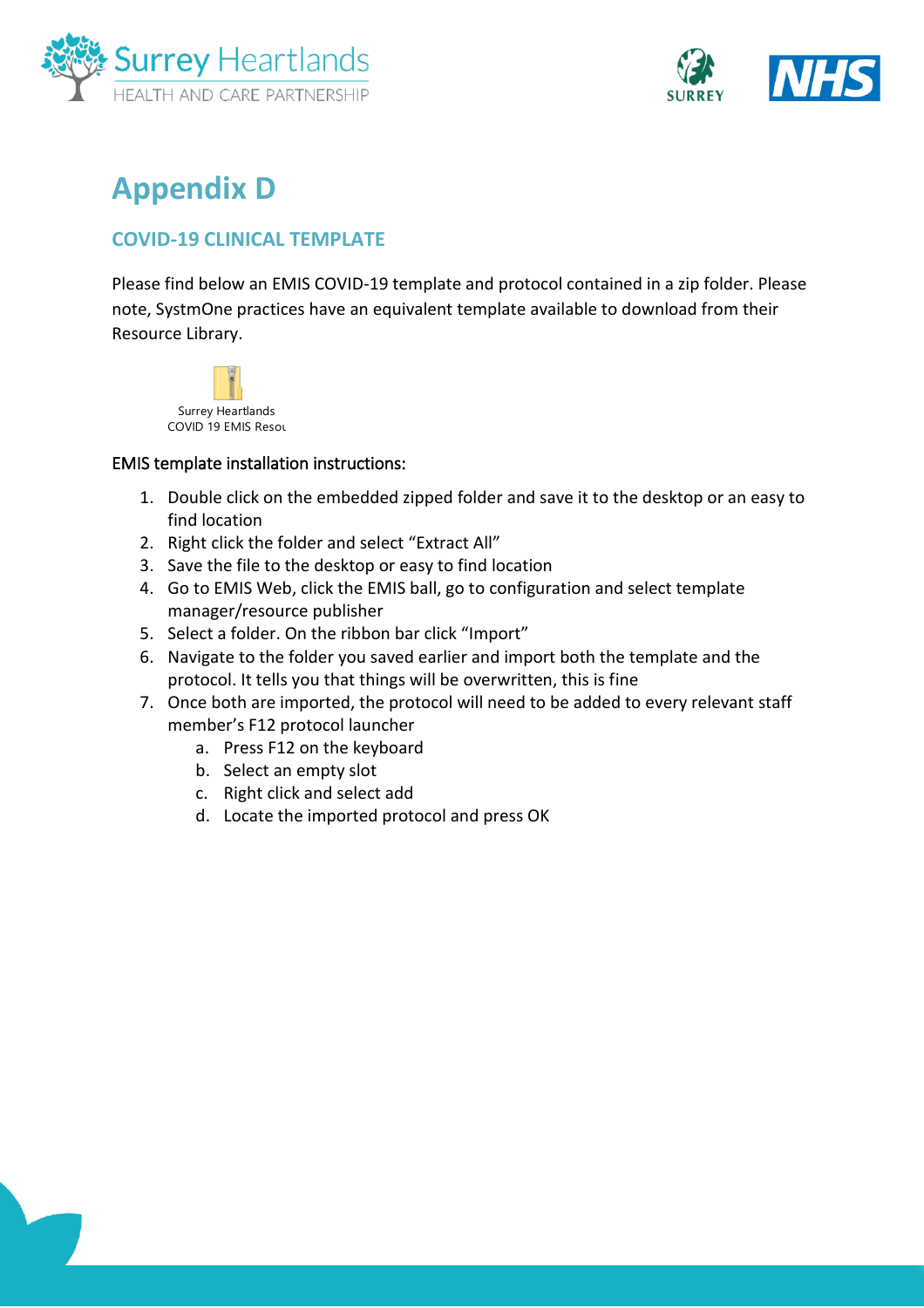# Appendix D

## COVID-19 CLINICAL TEMPLATE

Please find below an EMIS COVID-19 template and protocol contained in a zip folder. Please note, SystmOne practices have an equivalent template available to download from their Resource Library.

Surrey Heartlands COVID 19 EMIS Resou

EMIS template installation instructions:

1. Double click on the embedded zipped folder and save it to the desktop or an easy to find location
2. Right click the folder and select "Extract All"
3. Save the file to the desktop or easy to find location
4. Go to EMIS Web, click the EMIS ball, go to configuration and select template manager/resource publisher
5. Select a folder. On the ribbon bar click "Import"
6. Navigate to the folder you saved earlier and import both the template and the protocol. It tells you that things will be overwritten, this is fine
7. Once both are imported, the protocol will need to be added to every relevant staff member's F12 protocol launcher
   a. Press F12 on the keyboard
   b. Select an empty slot
   c. Right click and select add
   d. Locate the imported protocol and press OK